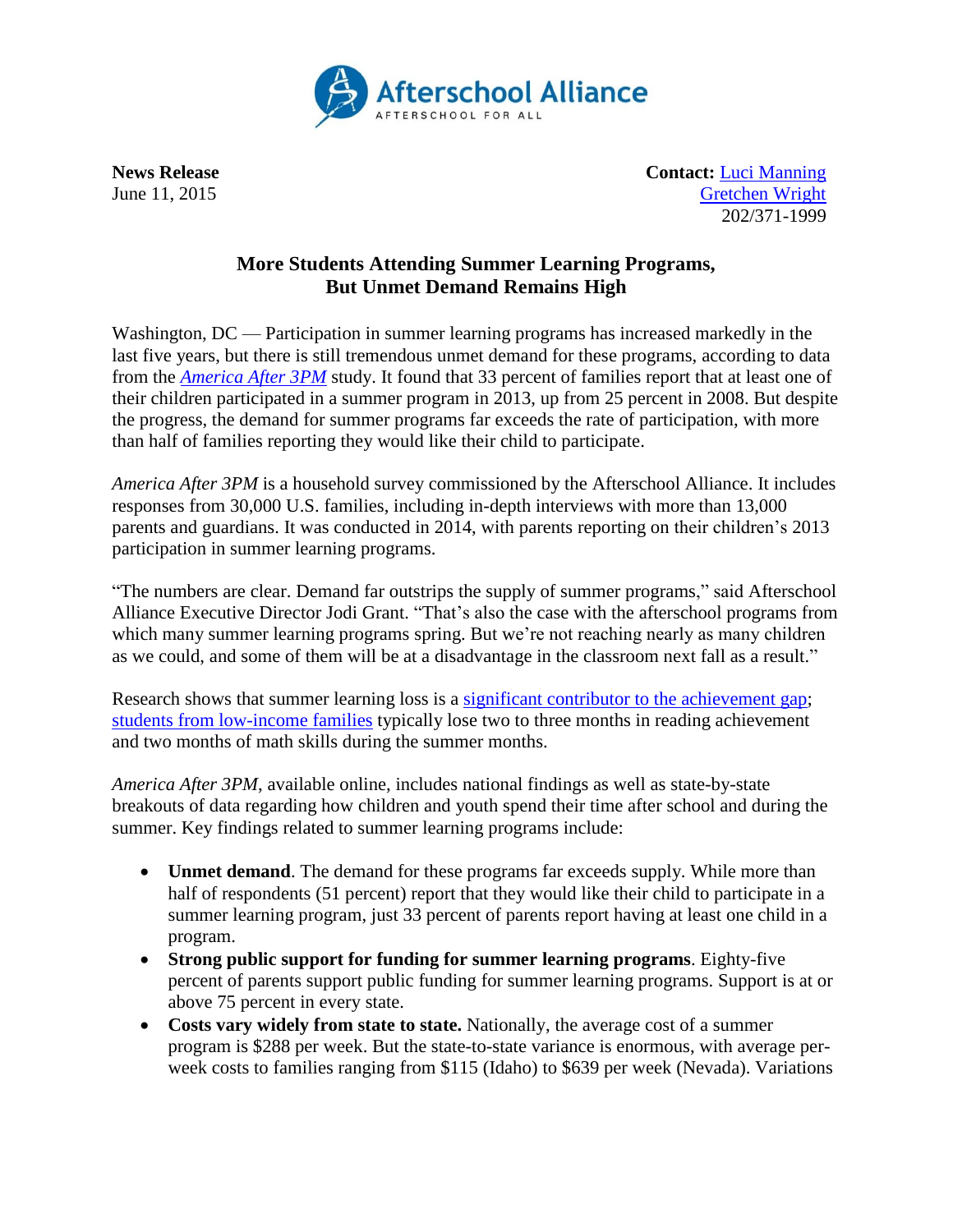Afterschool Alliance
AFTERSCHOOL FOR ALL

**News Release**
June 11, 2015

**Contact:** Luci Manning
Gretchen Wright
202/371-1999

# More Students Attending Summer Learning Programs, But Unmet Demand Remains High

Washington, DC — Participation in summer learning programs has increased markedly in the last five years, but there is still tremendous unmet demand for these programs, according to data from the *America After 3PM* study. It found that 33 percent of families report that at least one of their children participated in a summer program in 2013, up from 25 percent in 2008. But despite the progress, the demand for summer programs far exceeds the rate of participation, with more than half of families reporting they would like their child to participate.

*America After 3PM* is a household survey commissioned by the Afterschool Alliance. It includes responses from 30,000 U.S. families, including in-depth interviews with more than 13,000 parents and guardians. It was conducted in 2014, with parents reporting on their children's 2013 participation in summer learning programs.

"The numbers are clear. Demand far outstrips the supply of summer programs," said Afterschool Alliance Executive Director Jodi Grant. "That's also the case with the afterschool programs from which many summer learning programs spring. But we're not reaching nearly as many children as we could, and some of them will be at a disadvantage in the classroom next fall as a result."

Research shows that summer learning loss is a significant contributor to the achievement gap; students from low-income families typically lose two to three months in reading achievement and two months of math skills during the summer months.

*America After 3PM*, available online, includes national findings as well as state-by-state breakouts of data regarding how children and youth spend their time after school and during the summer. Key findings related to summer learning programs include:

- **Unmet demand**. The demand for these programs far exceeds supply. While more than half of respondents (51 percent) report that they would like their child to participate in a summer learning program, just 33 percent of parents report having at least one child in a program.
- **Strong public support for funding for summer learning programs**. Eighty-five percent of parents support public funding for summer learning programs. Support is at or above 75 percent in every state.
- **Costs vary widely from state to state.** Nationally, the average cost of a summer program is $288 per week. But the state-to-state variance is enormous, with average per-week costs to families ranging from $115 (Idaho) to $639 per week (Nevada). Variations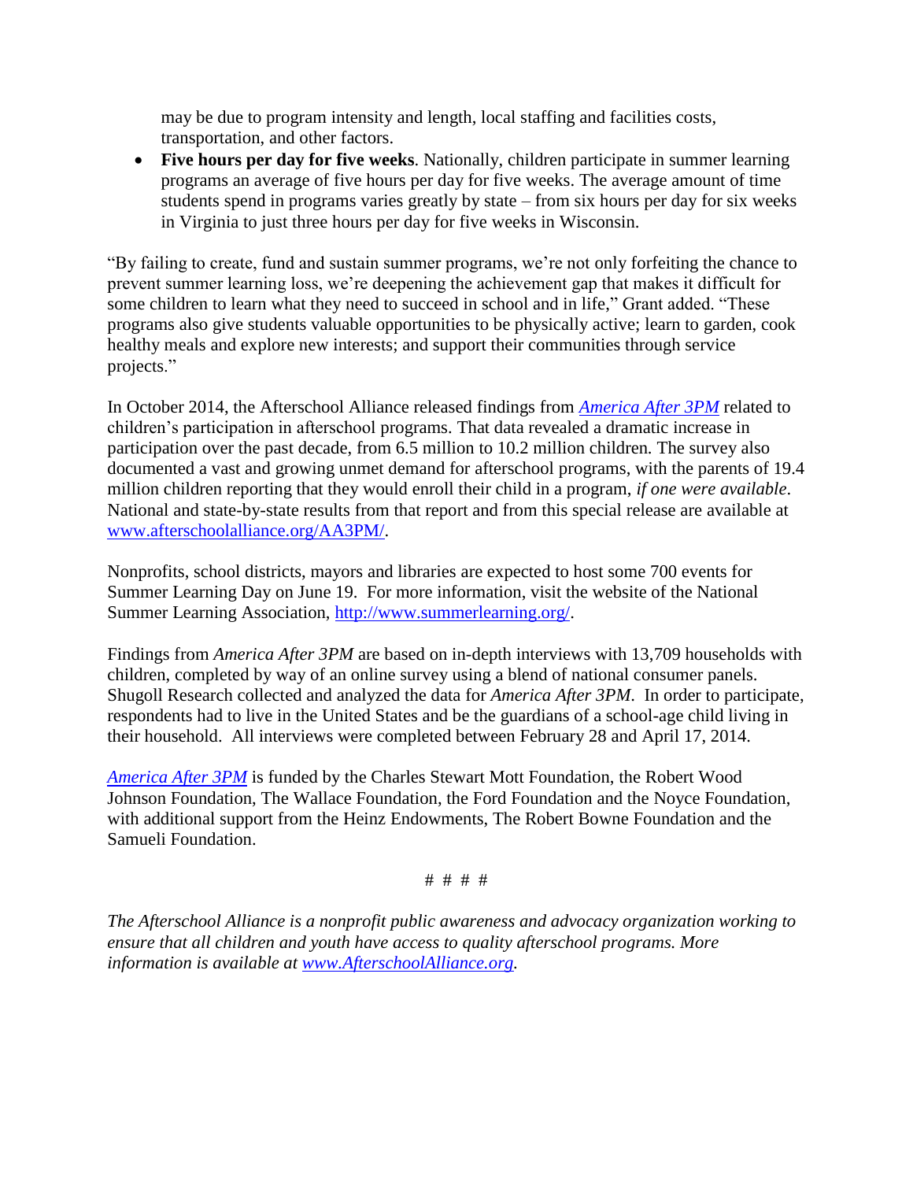may be due to program intensity and length, local staffing and facilities costs, transportation, and other factors.

- **Five hours per day for five weeks**. Nationally, children participate in summer learning programs an average of five hours per day for five weeks. The average amount of time students spend in programs varies greatly by state – from six hours per day for six weeks in Virginia to just three hours per day for five weeks in Wisconsin.

"By failing to create, fund and sustain summer programs, we're not only forfeiting the chance to prevent summer learning loss, we're deepening the achievement gap that makes it difficult for some children to learn what they need to succeed in school and in life," Grant added. "These programs also give students valuable opportunities to be physically active; learn to garden, cook healthy meals and explore new interests; and support their communities through service projects."

In October 2014, the Afterschool Alliance released findings from [*America After 3PM*](#) related to children's participation in afterschool programs. That data revealed a dramatic increase in participation over the past decade, from 6.5 million to 10.2 million children. The survey also documented a vast and growing unmet demand for afterschool programs, with the parents of 19.4 million children reporting that they would enroll their child in a program, *if one were available*. National and state-by-state results from that report and from this special release are available at [www.afterschoolalliance.org/AA3PM/](www.afterschoolalliance.org/AA3PM/).

Nonprofits, school districts, mayors and libraries are expected to host some 700 events for Summer Learning Day on June 19. For more information, visit the website of the National Summer Learning Association, [http://www.summerlearning.org/](http://www.summerlearning.org/).

Findings from *America After 3PM* are based on in-depth interviews with 13,709 households with children, completed by way of an online survey using a blend of national consumer panels. Shugoll Research collected and analyzed the data for *America After 3PM*. In order to participate, respondents had to live in the United States and be the guardians of a school-age child living in their household. All interviews were completed between February 28 and April 17, 2014.

[*America After 3PM*](#) is funded by the Charles Stewart Mott Foundation, the Robert Wood Johnson Foundation, The Wallace Foundation, the Ford Foundation and the Noyce Foundation, with additional support from the Heinz Endowments, The Robert Bowne Foundation and the Samueli Foundation.

# # # #

*The Afterschool Alliance is a nonprofit public awareness and advocacy organization working to ensure that all children and youth have access to quality afterschool programs. More information is available at [www.AfterschoolAlliance.org](www.AfterschoolAlliance.org).*